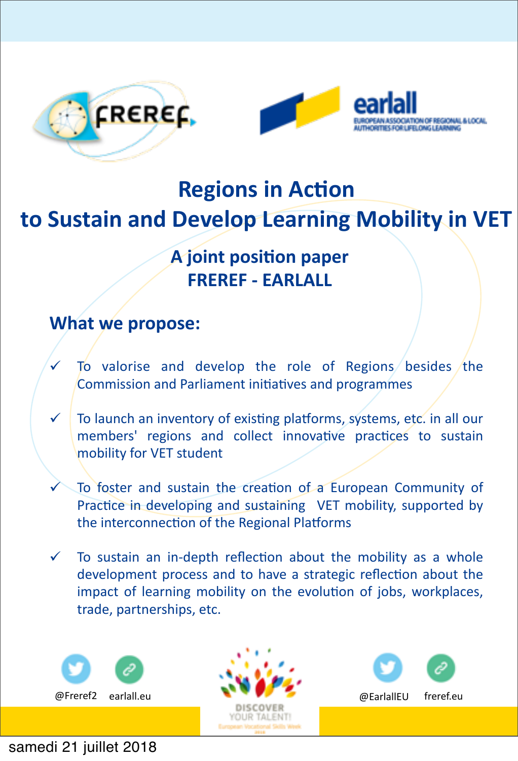# Regions in Action to Sustain and Develop Learning Mobility in VET

## A joint position paper FREREF - EARLALL

## What we propose:

- ✓ To valorise and develop the role of Regions besides the Commission and Parliament initiatives and programmes
- ✓ To launch an inventory of existing platforms, systems, etc. in all our members' regions and collect innovative practices to sustain mobility for VET student
- ✓ To foster and sustain the creation of a European Community of Practice in developing and sustaining VET mobility, supported by the interconnection of the Regional Platforms
- ✓ To sustain an in-depth reflection about the mobility as a whole development process and to have a strategic reflection about the impact of learning mobility on the evolution of jobs, workplaces, trade, partnerships, etc.

@Freref2 earlall.eu

@EarlallEU freref.eu

samedi 21 juillet 2018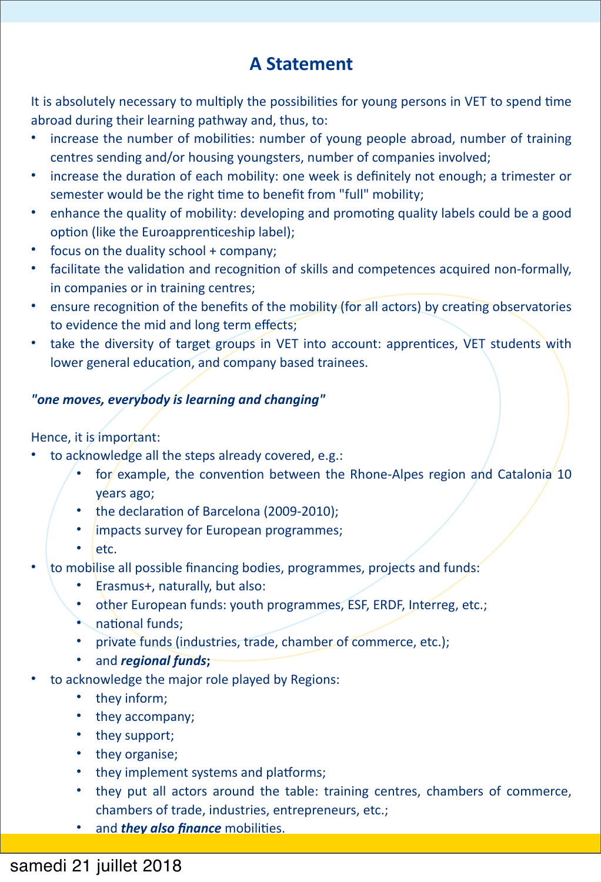## A Statement

It is absolutely necessary to multiply the possibilities for young persons in VET to spend time abroad during their learning pathway and, thus, to:

- increase the number of mobilities: number of young people abroad, number of training centres sending and/or housing youngsters, number of companies involved;
- increase the duration of each mobility: one week is definitely not enough; a trimester or semester would be the right time to benefit from "full" mobility;
- enhance the quality of mobility: developing and promoting quality labels could be a good option (like the Euroapprenticeship label);
- focus on the duality school + company;
- facilitate the validation and recognition of skills and competences acquired non-formally, in companies or in training centres;
- ensure recognition of the benefits of the mobility (for all actors) by creating observatories to evidence the mid and long term effects;
- take the diversity of target groups in VET into account: apprentices, VET students with lower general education, and company based trainees.

***"one moves, everybody is learning and changing"***

Hence, it is important:

- to acknowledge all the steps already covered, e.g.:
    - for example, the convention between the Rhone-Alpes region and Catalonia 10 years ago;
    - the declaration of Barcelona (2009-2010);
    - impacts survey for European programmes;
    - etc.
- to mobilise all possible financing bodies, programmes, projects and funds:
    - Erasmus+, naturally, but also:
    - other European funds: youth programmes, ESF, ERDF, Interreg, etc.;
    - national funds;
    - private funds (industries, trade, chamber of commerce, etc.);
    - and ***regional funds*****;**
- to acknowledge the major role played by Regions:
    - they inform;
    - they accompany;
    - they support;
    - they organise;
    - they implement systems and platforms;
    - they put all actors around the table: training centres, chambers of commerce, chambers of trade, industries, entrepreneurs, etc.;
    - and ***they also finance*** mobilities.

samedi 21 juillet 2018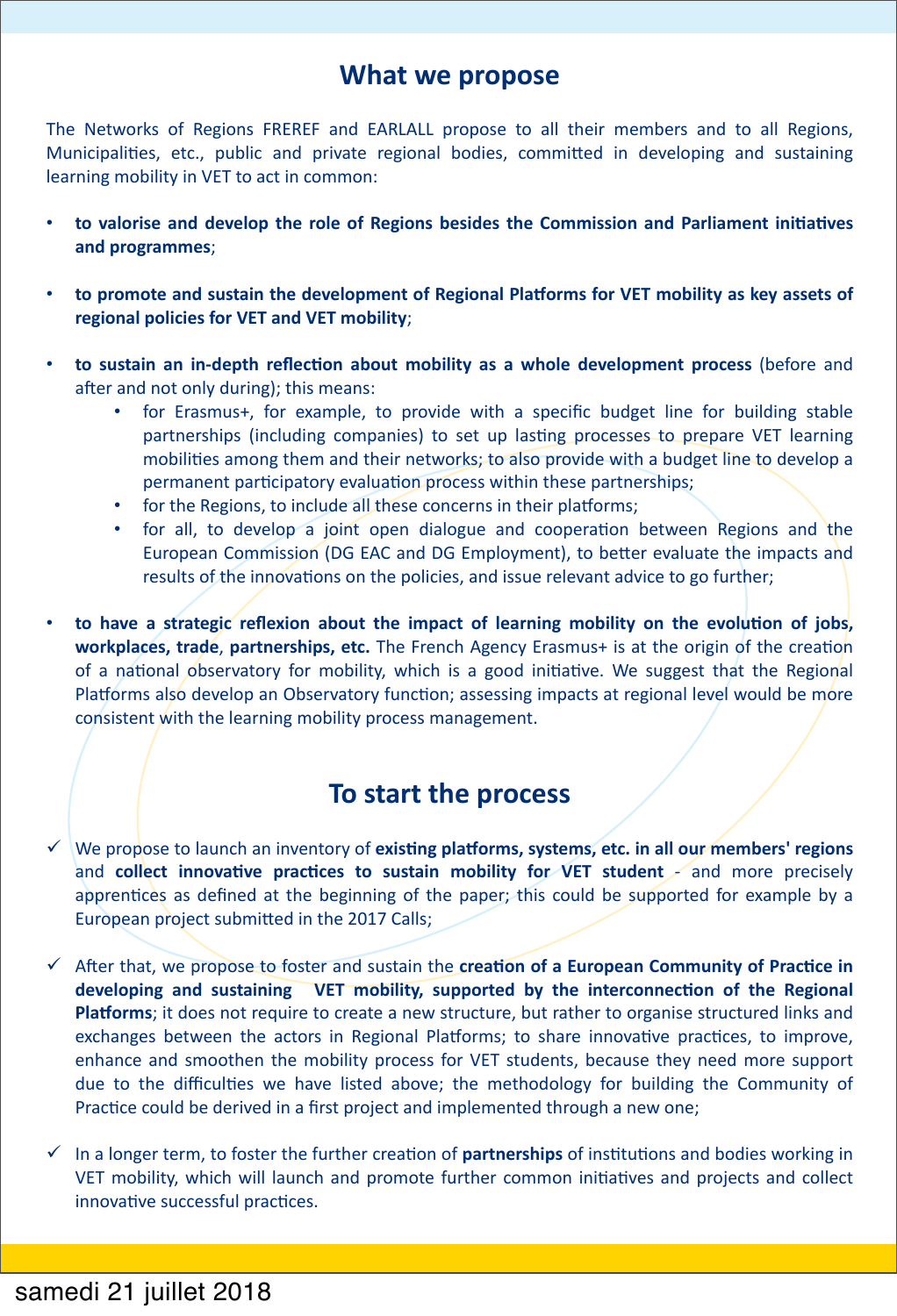## What we propose

The Networks of Regions FREREF and EARLALL propose to all their members and to all Regions, Municipalities, etc., public and private regional bodies, committed in developing and sustaining learning mobility in VET to act in common:

- **to valorise and develop the role of Regions besides the Commission and Parliament initiatives and programmes**;
- **to promote and sustain the development of Regional Platforms for VET mobility as key assets of regional policies for VET and VET mobility**;
- **to sustain an in-depth reflection about mobility as a whole development process** (before and after and not only during); this means:
  - for Erasmus+, for example, to provide with a specific budget line for building stable partnerships (including companies) to set up lasting processes to prepare VET learning mobilities among them and their networks; to also provide with a budget line to develop a permanent participatory evaluation process within these partnerships;
  - for the Regions, to include all these concerns in their platforms;
  - for all, to develop a joint open dialogue and cooperation between Regions and the European Commission (DG EAC and DG Employment), to better evaluate the impacts and results of the innovations on the policies, and issue relevant advice to go further;
- **to have a strategic reflexion about the impact of learning mobility on the evolution of jobs, workplaces, trade**, **partnerships, etc.** The French Agency Erasmus+ is at the origin of the creation of a national observatory for mobility, which is a good initiative. We suggest that the Regional Platforms also develop an Observatory function; assessing impacts at regional level would be more consistent with the learning mobility process management.

## To start the process

- ✓ We propose to launch an inventory of **existing platforms, systems, etc. in all our members' regions** and **collect innovative practices to sustain mobility for VET student** - and more precisely apprentices as defined at the beginning of the paper; this could be supported for example by a European project submitted in the 2017 Calls;
- ✓ After that, we propose to foster and sustain the **creation of a European Community of Practice in developing and sustaining VET mobility, supported by the interconnection of the Regional Platforms**; it does not require to create a new structure, but rather to organise structured links and exchanges between the actors in Regional Platforms; to share innovative practices, to improve, enhance and smoothen the mobility process for VET students, because they need more support due to the difficulties we have listed above; the methodology for building the Community of Practice could be derived in a first project and implemented through a new one;
- ✓ In a longer term, to foster the further creation of **partnerships** of institutions and bodies working in VET mobility, which will launch and promote further common initiatives and projects and collect innovative successful practices.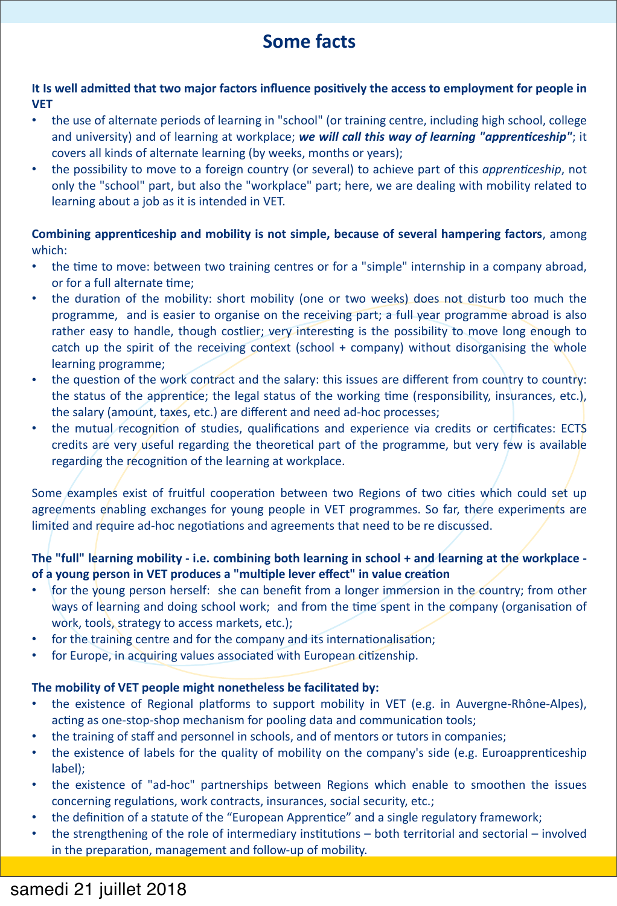# Some facts

**It Is well admitted that two major factors influence positively the access to employment for people in VET**

- the use of alternate periods of learning in "school" (or training centre, including high school, college and university) and of learning at workplace; ***we will call this way of learning "apprenticeship"***; it covers all kinds of alternate learning (by weeks, months or years);
- the possibility to move to a foreign country (or several) to achieve part of this *apprenticeship*, not only the "school" part, but also the "workplace" part; here, we are dealing with mobility related to learning about a job as it is intended in VET.

**Combining apprenticeship and mobility is not simple, because of several hampering factors**, among which:

- the time to move: between two training centres or for a "simple" internship in a company abroad, or for a full alternate time;
- the duration of the mobility: short mobility (one or two weeks) does not disturb too much the programme, and is easier to organise on the receiving part; a full year programme abroad is also rather easy to handle, though costlier; very interesting is the possibility to move long enough to catch up the spirit of the receiving context (school + company) without disorganising the whole learning programme;
- the question of the work contract and the salary: this issues are different from country to country: the status of the apprentice; the legal status of the working time (responsibility, insurances, etc.), the salary (amount, taxes, etc.) are different and need ad-hoc processes;
- the mutual recognition of studies, qualifications and experience via credits or certificates: ECTS credits are very useful regarding the theoretical part of the programme, but very few is available regarding the recognition of the learning at workplace.

Some examples exist of fruitful cooperation between two Regions of two cities which could set up agreements enabling exchanges for young people in VET programmes. So far, there experiments are limited and require ad-hoc negotiations and agreements that need to be re discussed.

**The "full" learning mobility - i.e. combining both learning in school + and learning at the workplace - of a young person in VET produces a "multiple lever effect" in value creation**

- for the young person herself: she can benefit from a longer immersion in the country; from other ways of learning and doing school work; and from the time spent in the company (organisation of work, tools, strategy to access markets, etc.);
- for the training centre and for the company and its internationalisation;
- for Europe, in acquiring values associated with European citizenship.

**The mobility of VET people might nonetheless be facilitated by:**

- the existence of Regional platforms to support mobility in VET (e.g. in Auvergne-Rhône-Alpes), acting as one-stop-shop mechanism for pooling data and communication tools;
- the training of staff and personnel in schools, and of mentors or tutors in companies;
- the existence of labels for the quality of mobility on the company's side (e.g. Euroapprenticeship label);
- the existence of "ad-hoc" partnerships between Regions which enable to smoothen the issues concerning regulations, work contracts, insurances, social security, etc.;
- the definition of a statute of the "European Apprentice" and a single regulatory framework;
- the strengthening of the role of intermediary institutions – both territorial and sectorial – involved in the preparation, management and follow-up of mobility.

samedi 21 juillet 2018